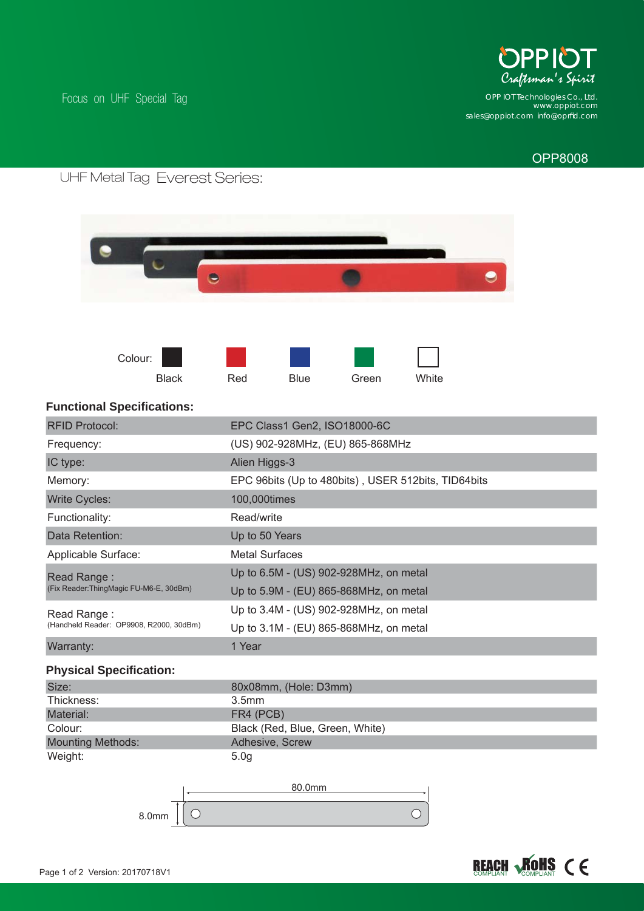Focus on UHF Special Tag

OPP IOT Craftsman's Spirit

OPP IOT Technologies Co., Ltd.
www.oppiot.com
sales@oppiot.com info@oprfid.com

OPP8008

# UHF Metal Tag Everest Series:

Colour: Black, Red, Blue, Green, White

## Functional Specifications:

| | |
|---|---|
| RFID Protocol: | EPC Class1 Gen2, ISO18000-6C |
| Frequency: | (US) 902-928MHz, (EU) 865-868MHz |
| IC type: | Alien Higgs-3 |
| Memory: | EPC 96bits (Up to 480bits) , USER 512bits, TID64bits |
| Write Cycles: | 100,000times |
| Functionality: | Read/write |
| Data Retention: | Up to 50 Years |
| Applicable Surface: | Metal Surfaces |
| Read Range : (Fix Reader:ThingMagic FU-M6-E, 30dBm) | Up to 6.5M - (US) 902-928MHz, on metal<br>Up to 5.9M - (EU) 865-868MHz, on metal |
| Read Range : (Handheld Reader: OP9908, R2000, 30dBm) | Up to 3.4M - (US) 902-928MHz, on metal<br>Up to 3.1M - (EU) 865-868MHz, on metal |
| Warranty: | 1 Year |

## Physical Specification:

| | |
|---|---|
| Size: | 80x08mm, (Hole: D3mm) |
| Thickness: | 3.5mm |
| Material: | FR4 (PCB) |
| Colour: | Black (Red, Blue, Green, White) |
| Mounting Methods: | Adhesive, Screw |
| Weight: | 5.0g |

80.0mm

8.0mm

Version: 20170718V1

REACH COMPLIANT RoHS COMPLIANT CE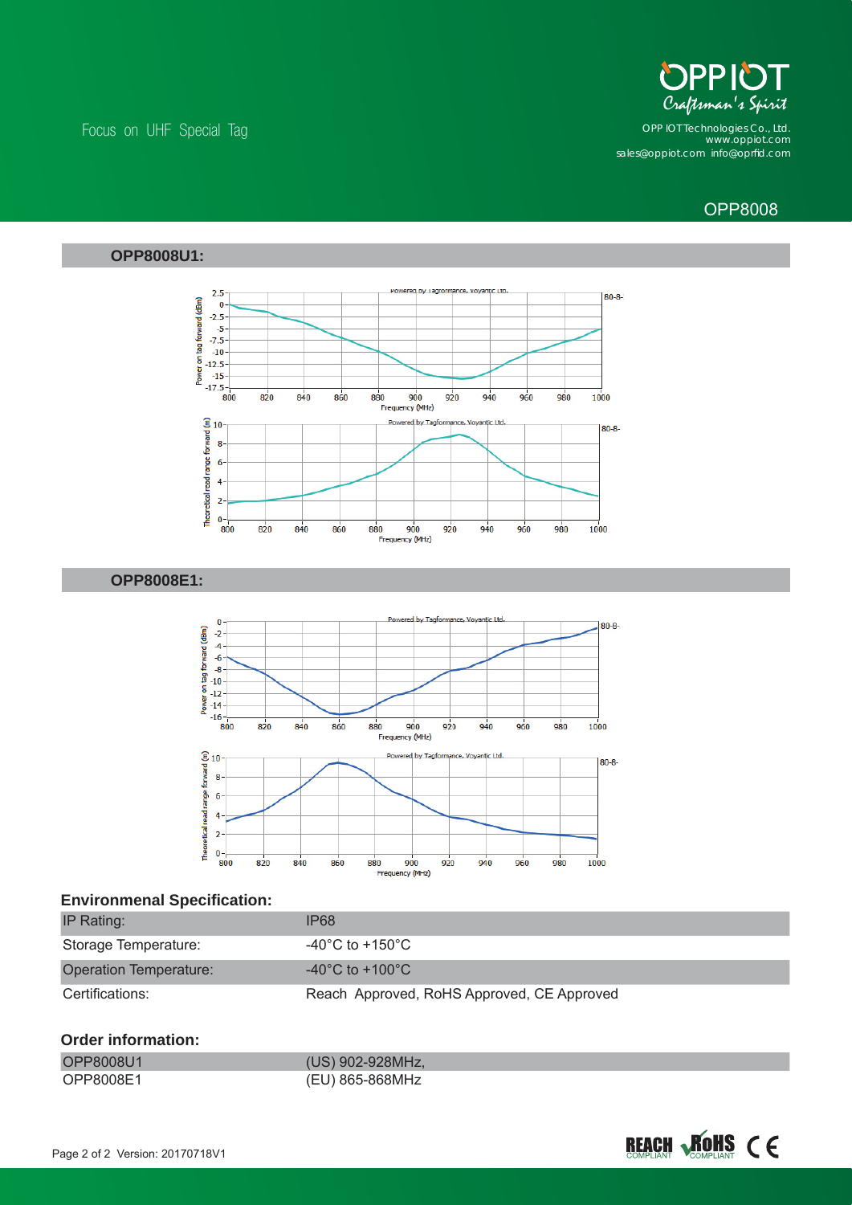Focus on UHF Special Tag

OPP IOT Technologies Co., Ltd.
www.oppiot.com
sales@oppiot.com info@oprfid.com

OPP8008

## OPP8008U1:

Powered by Tagformance, Voyantic Ltd.
80-8-
Power on tag forward (dBm)
2.5
0
-2.5
-5
-7.5
-10
-12.5
-15
-17.5
800 820 840 860 880 900 920 940 960 980 1000
Frequency (MHz)

Powered by Tagformance, Voyantic Ltd.
80-8-
Theoretical read range forward (m)
10
8
6
4
2
0
800 820 840 860 880 900 920 940 960 980 1000
Frequency (MHz)

## OPP8008E1:

Powered by Tagformance, Voyantic Ltd.
80-8-
Power on tag forward (dBm)
0
-2
-4
-6
-8
-10
-12
-14
-16
800 820 840 860 880 900 920 940 960 980 1000
Frequency (MHz)

Powered by Tagformance, Voyantic Ltd.
80-8-
Theoretical read range forward (m)
10
8
6
4
2
0
800 820 840 860 880 900 920 940 960 980 1000
Frequency (MHz)

### Environmenal Specification:

| | |
|---|---|
| IP Rating: | IP68 |
| Storage Temperature: | -40°C to +150°C |
| Operation Temperature: | -40°C to +100°C |
| Certifications: | Reach Approved, RoHS Approved, CE Approved |

### Order information:

| | |
|---|---|
| OPP8008U1 | (US) 902-928MHz, |
| OPP8008E1 | (EU) 865-868MHz |

Version: 20170718V1